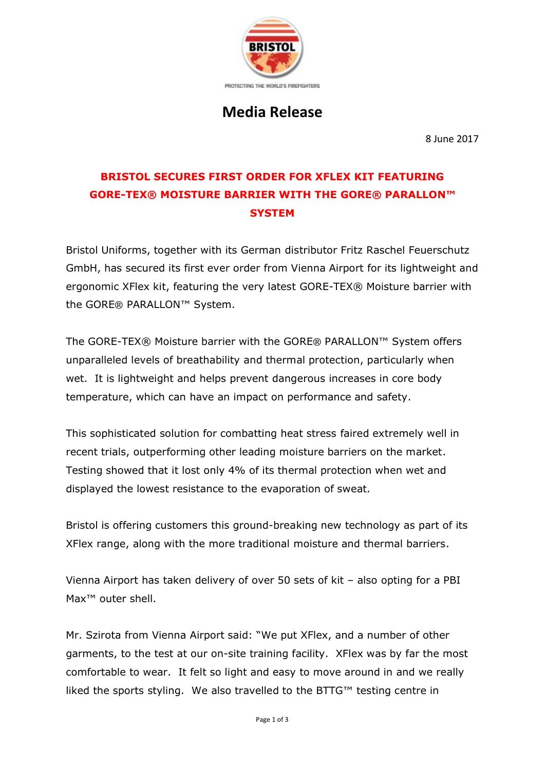PROTECTING THE WORLD'S FIREFIGHTERS

# Media Release

8 June 2017

## BRISTOL SECURES FIRST ORDER FOR XFLEX KIT FEATURING GORE-TEX® MOISTURE BARRIER WITH THE GORE® PARALLON™ SYSTEM

Bristol Uniforms, together with its German distributor Fritz Raschel Feuerschutz GmbH, has secured its first ever order from Vienna Airport for its lightweight and ergonomic XFlex kit, featuring the very latest GORE-TEX® Moisture barrier with the GORE® PARALLON™ System.

The GORE-TEX® Moisture barrier with the GORE® PARALLON™ System offers unparalleled levels of breathability and thermal protection, particularly when wet. It is lightweight and helps prevent dangerous increases in core body temperature, which can have an impact on performance and safety.

This sophisticated solution for combatting heat stress faired extremely well in recent trials, outperforming other leading moisture barriers on the market. Testing showed that it lost only 4% of its thermal protection when wet and displayed the lowest resistance to the evaporation of sweat.

Bristol is offering customers this ground-breaking new technology as part of its XFlex range, along with the more traditional moisture and thermal barriers.

Vienna Airport has taken delivery of over 50 sets of kit – also opting for a PBI Max™ outer shell.

Mr. Szirota from Vienna Airport said: "We put XFlex, and a number of other garments, to the test at our on-site training facility. XFlex was by far the most comfortable to wear. It felt so light and easy to move around in and we really liked the sports styling. We also travelled to the BTTG™ testing centre in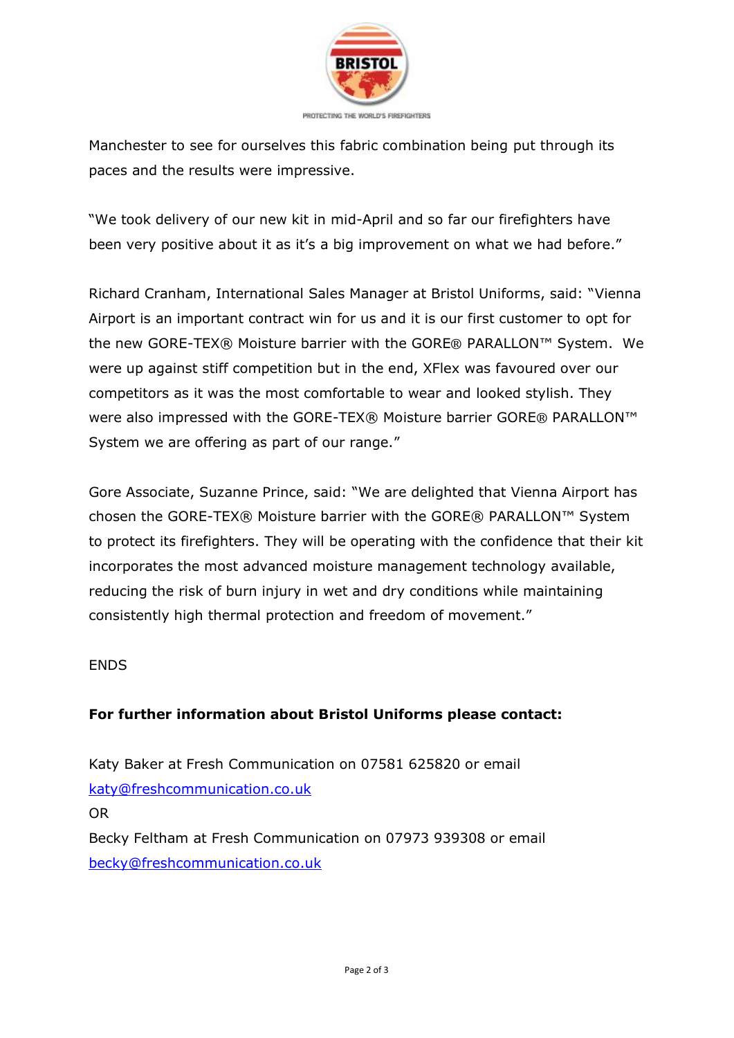Manchester to see for ourselves this fabric combination being put through its paces and the results were impressive.

"We took delivery of our new kit in mid-April and so far our firefighters have been very positive about it as it's a big improvement on what we had before."

Richard Cranham, International Sales Manager at Bristol Uniforms, said: "Vienna Airport is an important contract win for us and it is our first customer to opt for the new GORE-TEX® Moisture barrier with the GORE® PARALLON™ System. We were up against stiff competition but in the end, XFlex was favoured over our competitors as it was the most comfortable to wear and looked stylish. They were also impressed with the GORE-TEX® Moisture barrier GORE® PARALLON™ System we are offering as part of our range."

Gore Associate, Suzanne Prince, said: "We are delighted that Vienna Airport has chosen the GORE-TEX® Moisture barrier with the GORE® PARALLON™ System to protect its firefighters. They will be operating with the confidence that their kit incorporates the most advanced moisture management technology available, reducing the risk of burn injury in wet and dry conditions while maintaining consistently high thermal protection and freedom of movement."

ENDS

**For further information about Bristol Uniforms please contact:**

Katy Baker at Fresh Communication on 07581 625820 or email katy@freshcommunication.co.uk
OR
Becky Feltham at Fresh Communication on 07973 939308 or email becky@freshcommunication.co.uk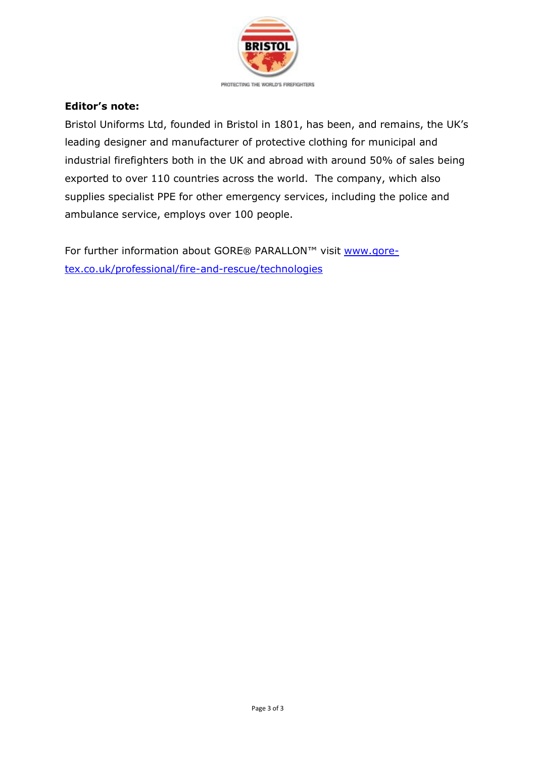**Editor's note:**

Bristol Uniforms Ltd, founded in Bristol in 1801, has been, and remains, the UK's leading designer and manufacturer of protective clothing for municipal and industrial firefighters both in the UK and abroad with around 50% of sales being exported to over 110 countries across the world. The company, which also supplies specialist PPE for other emergency services, including the police and ambulance service, employs over 100 people.

For further information about GORE® PARALLON™ visit [www.gore-tex.co.uk/professional/fire-and-rescue/technologies](www.gore-tex.co.uk/professional/fire-and-rescue/technologies)